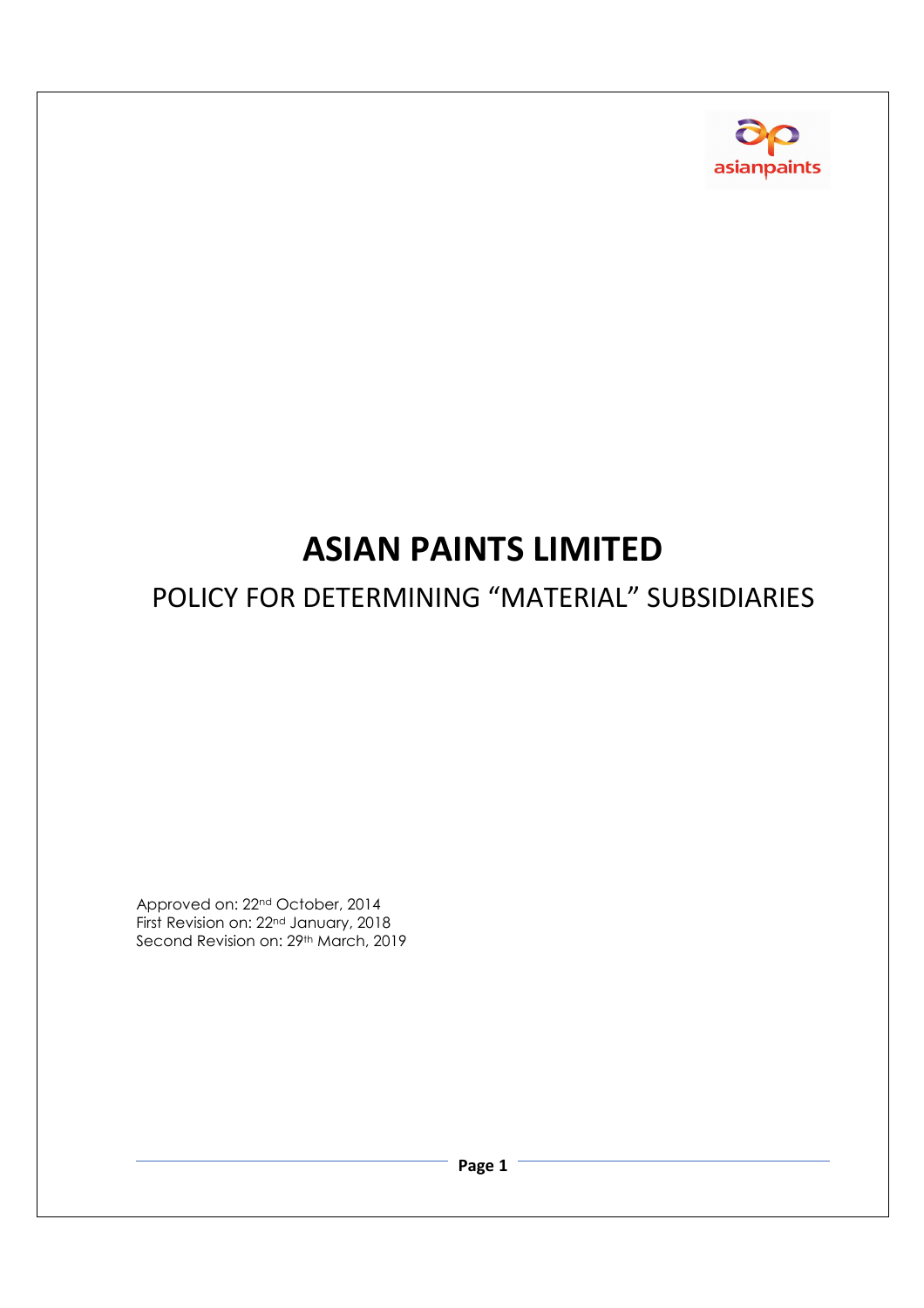# ASIAN PAINTS LIMITED

## POLICY FOR DETERMINING "MATERIAL" SUBSIDIARIES

Approved on: 22nd October, 2014
First Revision on: 22nd January, 2018
Second Revision on: 29th March, 2019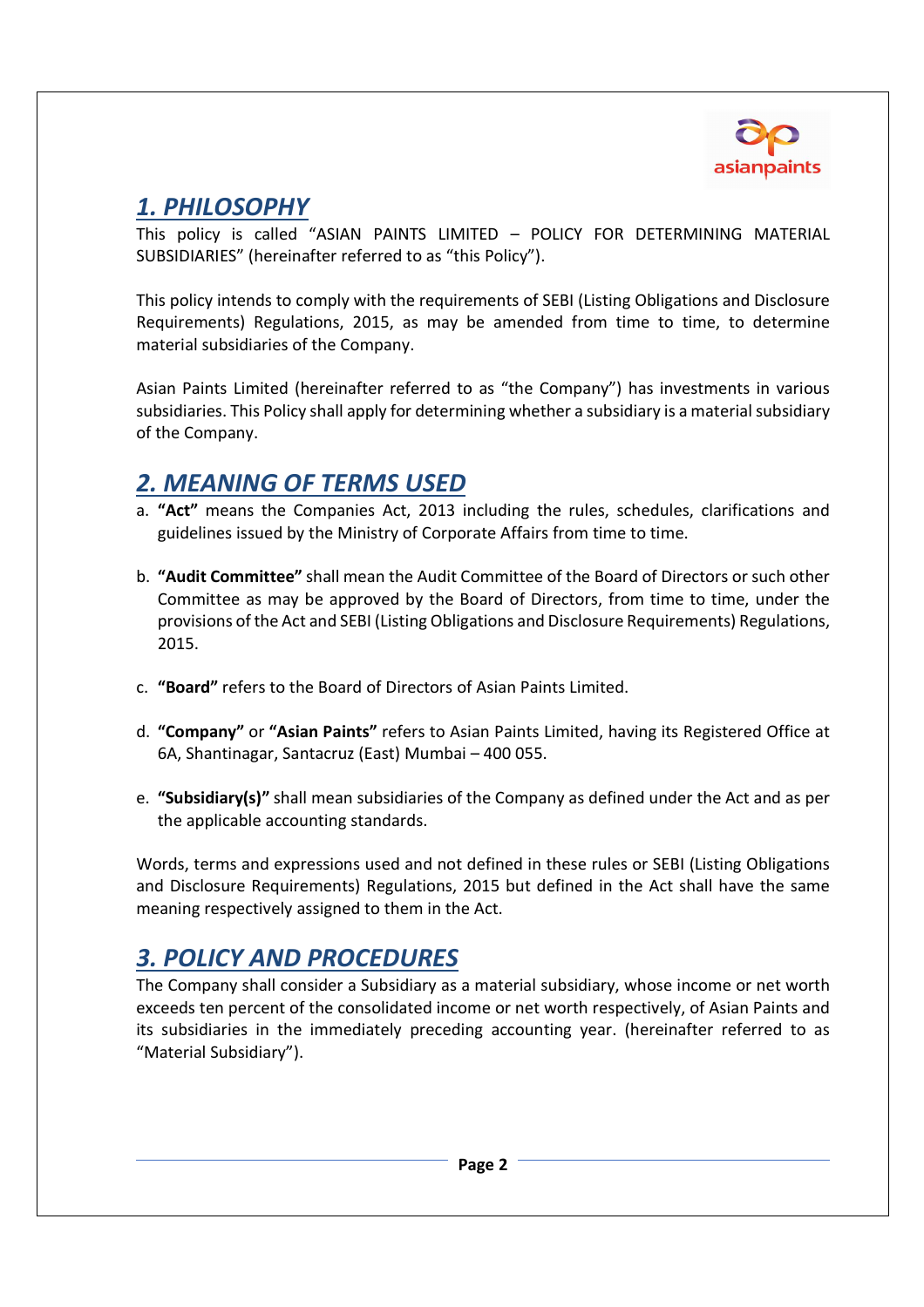## *1. PHILOSOPHY*

This policy is called "ASIAN PAINTS LIMITED – POLICY FOR DETERMINING MATERIAL SUBSIDIARIES" (hereinafter referred to as "this Policy").

This policy intends to comply with the requirements of SEBI (Listing Obligations and Disclosure Requirements) Regulations, 2015, as may be amended from time to time, to determine material subsidiaries of the Company.

Asian Paints Limited (hereinafter referred to as "the Company") has investments in various subsidiaries. This Policy shall apply for determining whether a subsidiary is a material subsidiary of the Company.

## *2. MEANING OF TERMS USED*

a. **"Act"** means the Companies Act, 2013 including the rules, schedules, clarifications and guidelines issued by the Ministry of Corporate Affairs from time to time.

b. **"Audit Committee"** shall mean the Audit Committee of the Board of Directors or such other Committee as may be approved by the Board of Directors, from time to time, under the provisions of the Act and SEBI (Listing Obligations and Disclosure Requirements) Regulations, 2015.

c. **"Board"** refers to the Board of Directors of Asian Paints Limited.

d. **"Company"** or **"Asian Paints"** refers to Asian Paints Limited, having its Registered Office at 6A, Shantinagar, Santacruz (East) Mumbai – 400 055.

e. **"Subsidiary(s)"** shall mean subsidiaries of the Company as defined under the Act and as per the applicable accounting standards.

Words, terms and expressions used and not defined in these rules or SEBI (Listing Obligations and Disclosure Requirements) Regulations, 2015 but defined in the Act shall have the same meaning respectively assigned to them in the Act.

## *3. POLICY AND PROCEDURES*

The Company shall consider a Subsidiary as a material subsidiary, whose income or net worth exceeds ten percent of the consolidated income or net worth respectively, of Asian Paints and its subsidiaries in the immediately preceding accounting year. (hereinafter referred to as "Material Subsidiary").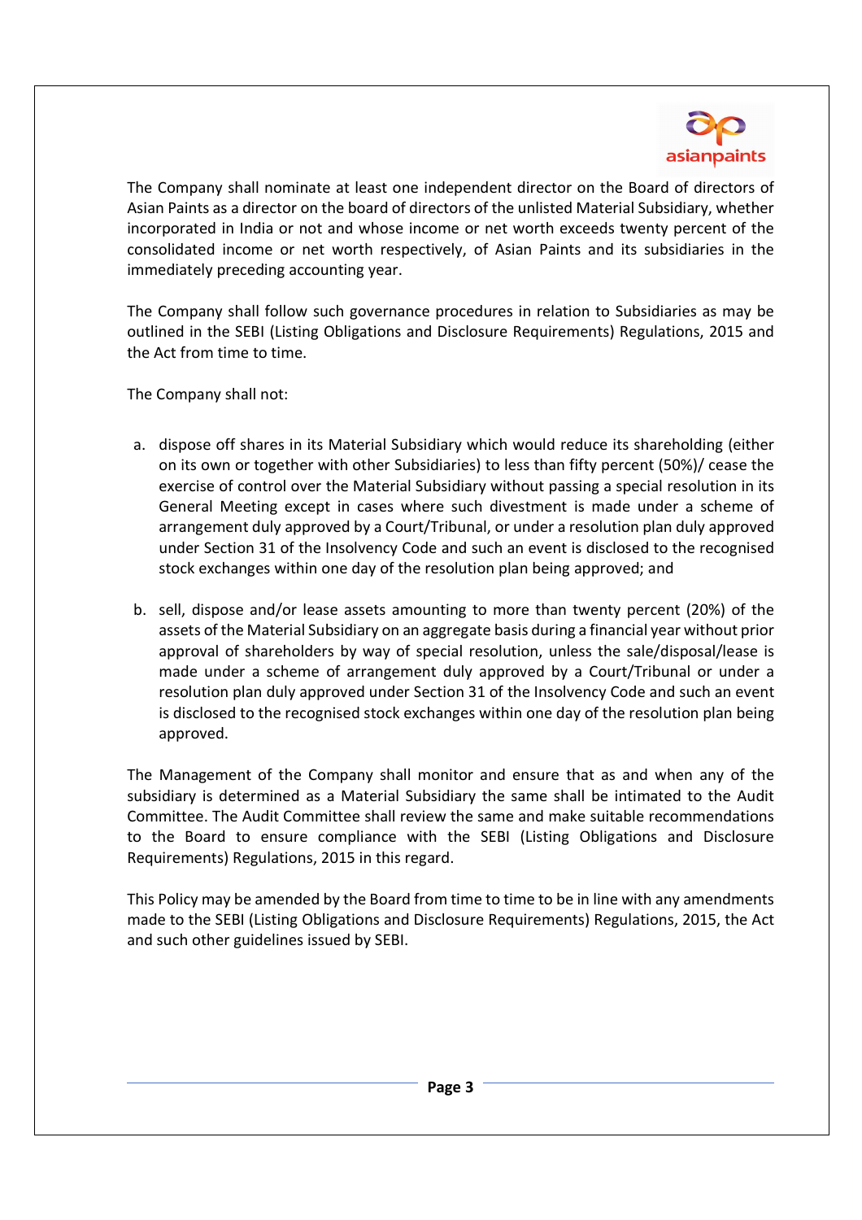The Company shall nominate at least one independent director on the Board of directors of Asian Paints as a director on the board of directors of the unlisted Material Subsidiary, whether incorporated in India or not and whose income or net worth exceeds twenty percent of the consolidated income or net worth respectively, of Asian Paints and its subsidiaries in the immediately preceding accounting year.

The Company shall follow such governance procedures in relation to Subsidiaries as may be outlined in the SEBI (Listing Obligations and Disclosure Requirements) Regulations, 2015 and the Act from time to time.

The Company shall not:

a. dispose off shares in its Material Subsidiary which would reduce its shareholding (either on its own or together with other Subsidiaries) to less than fifty percent (50%)/ cease the exercise of control over the Material Subsidiary without passing a special resolution in its General Meeting except in cases where such divestment is made under a scheme of arrangement duly approved by a Court/Tribunal, or under a resolution plan duly approved under Section 31 of the Insolvency Code and such an event is disclosed to the recognised stock exchanges within one day of the resolution plan being approved; and

b. sell, dispose and/or lease assets amounting to more than twenty percent (20%) of the assets of the Material Subsidiary on an aggregate basis during a financial year without prior approval of shareholders by way of special resolution, unless the sale/disposal/lease is made under a scheme of arrangement duly approved by a Court/Tribunal or under a resolution plan duly approved under Section 31 of the Insolvency Code and such an event is disclosed to the recognised stock exchanges within one day of the resolution plan being approved.

The Management of the Company shall monitor and ensure that as and when any of the subsidiary is determined as a Material Subsidiary the same shall be intimated to the Audit Committee. The Audit Committee shall review the same and make suitable recommendations to the Board to ensure compliance with the SEBI (Listing Obligations and Disclosure Requirements) Regulations, 2015 in this regard.

This Policy may be amended by the Board from time to time to be in line with any amendments made to the SEBI (Listing Obligations and Disclosure Requirements) Regulations, 2015, the Act and such other guidelines issued by SEBI.